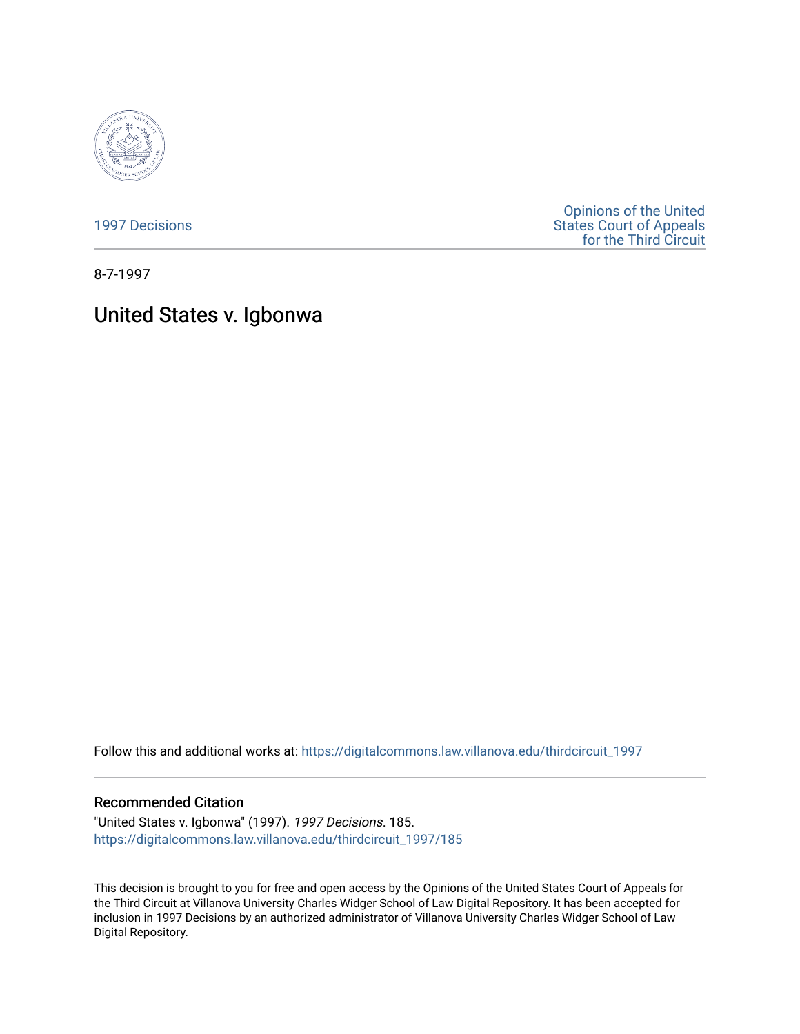1997 Decisions

Opinions of the United States Court of Appeals for the Third Circuit

8-7-1997

# United States v. Igbonwa

Follow this and additional works at: https://digitalcommons.law.villanova.edu/thirdcircuit_1997

## Recommended Citation

"United States v. Igbonwa" (1997). *1997 Decisions*. 185.
https://digitalcommons.law.villanova.edu/thirdcircuit_1997/185

This decision is brought to you for free and open access by the Opinions of the United States Court of Appeals for the Third Circuit at Villanova University Charles Widger School of Law Digital Repository. It has been accepted for inclusion in 1997 Decisions by an authorized administrator of Villanova University Charles Widger School of Law Digital Repository.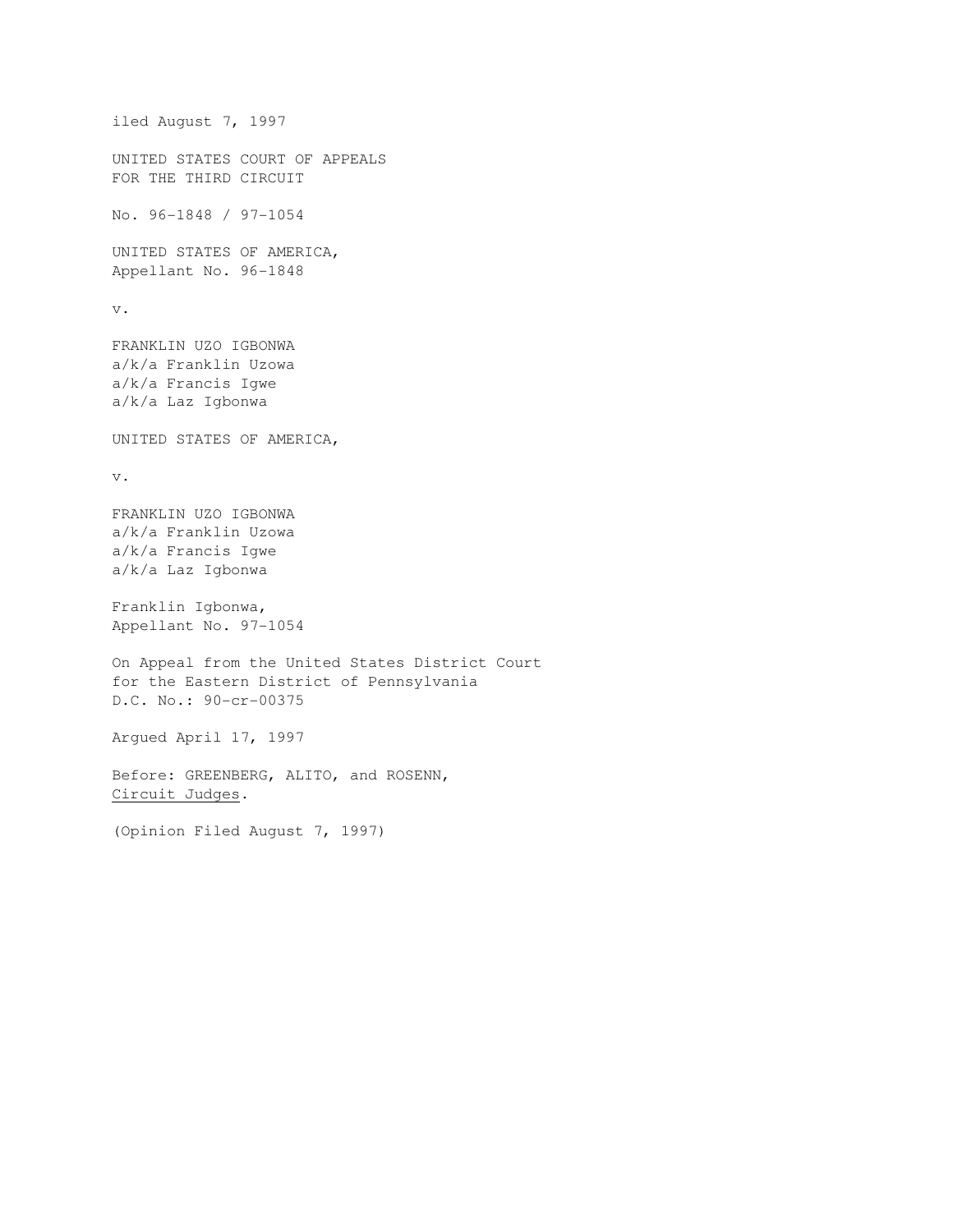iled August 7, 1997

UNITED STATES COURT OF APPEALS
FOR THE THIRD CIRCUIT

No. 96-1848 / 97-1054

UNITED STATES OF AMERICA,
Appellant No. 96-1848

v.

FRANKLIN UZO IGBONWA
a/k/a Franklin Uzowa
a/k/a Francis Igwe
a/k/a Laz Igbonwa

UNITED STATES OF AMERICA,

v.

FRANKLIN UZO IGBONWA
a/k/a Franklin Uzowa
a/k/a Francis Igwe
a/k/a Laz Igbonwa

Franklin Igbonwa,
Appellant No. 97-1054

On Appeal from the United States District Court
for the Eastern District of Pennsylvania
D.C. No.: 90-cr-00375

Argued April 17, 1997

Before: GREENBERG, ALITO, and ROSENN,
Circuit Judges.

(Opinion Filed August 7, 1997)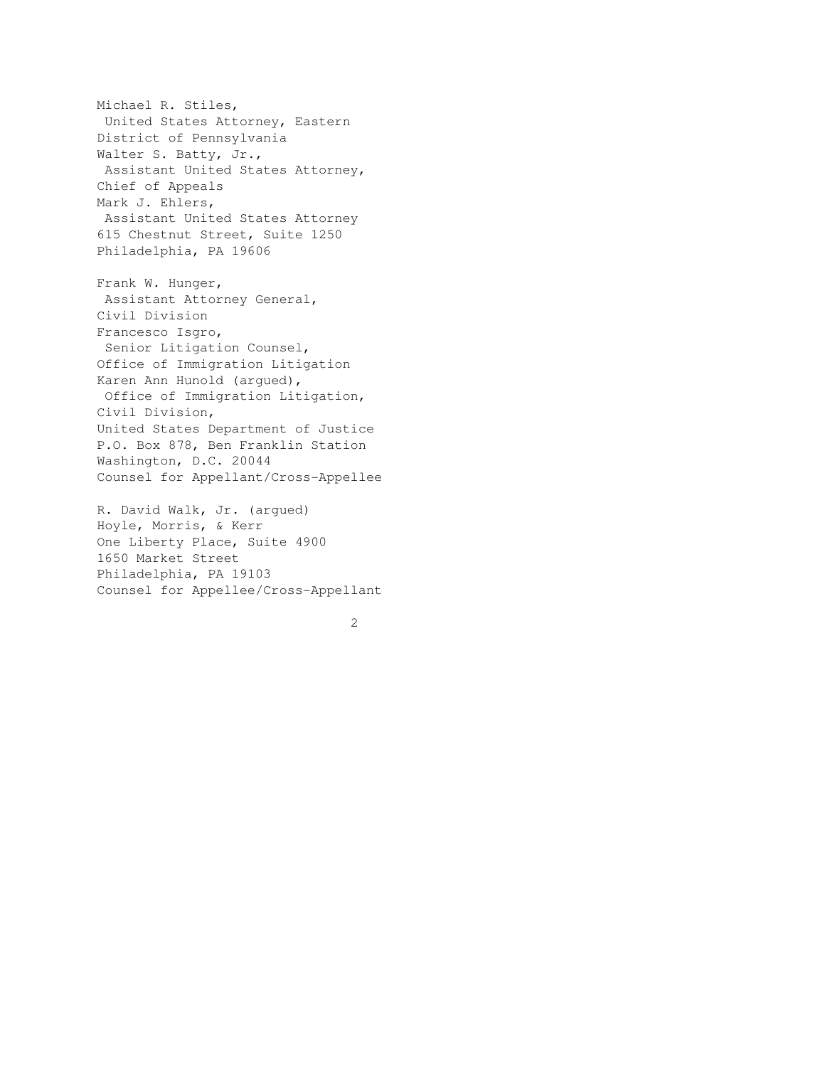Michael R. Stiles,
United States Attorney, Eastern District of Pennsylvania
Walter S. Batty, Jr.,
Assistant United States Attorney, Chief of Appeals
Mark J. Ehlers,
Assistant United States Attorney
615 Chestnut Street, Suite 1250
Philadelphia, PA 19606

Frank W. Hunger,
Assistant Attorney General, Civil Division
Francesco Isgro,
Senior Litigation Counsel, Office of Immigration Litigation
Karen Ann Hunold (argued),
Office of Immigration Litigation, Civil Division,
United States Department of Justice
P.O. Box 878, Ben Franklin Station
Washington, D.C. 20044
Counsel for Appellant/Cross-Appellee

R. David Walk, Jr. (argued)
Hoyle, Morris, & Kerr
One Liberty Place, Suite 4900
1650 Market Street
Philadelphia, PA 19103
Counsel for Appellee/Cross-Appellant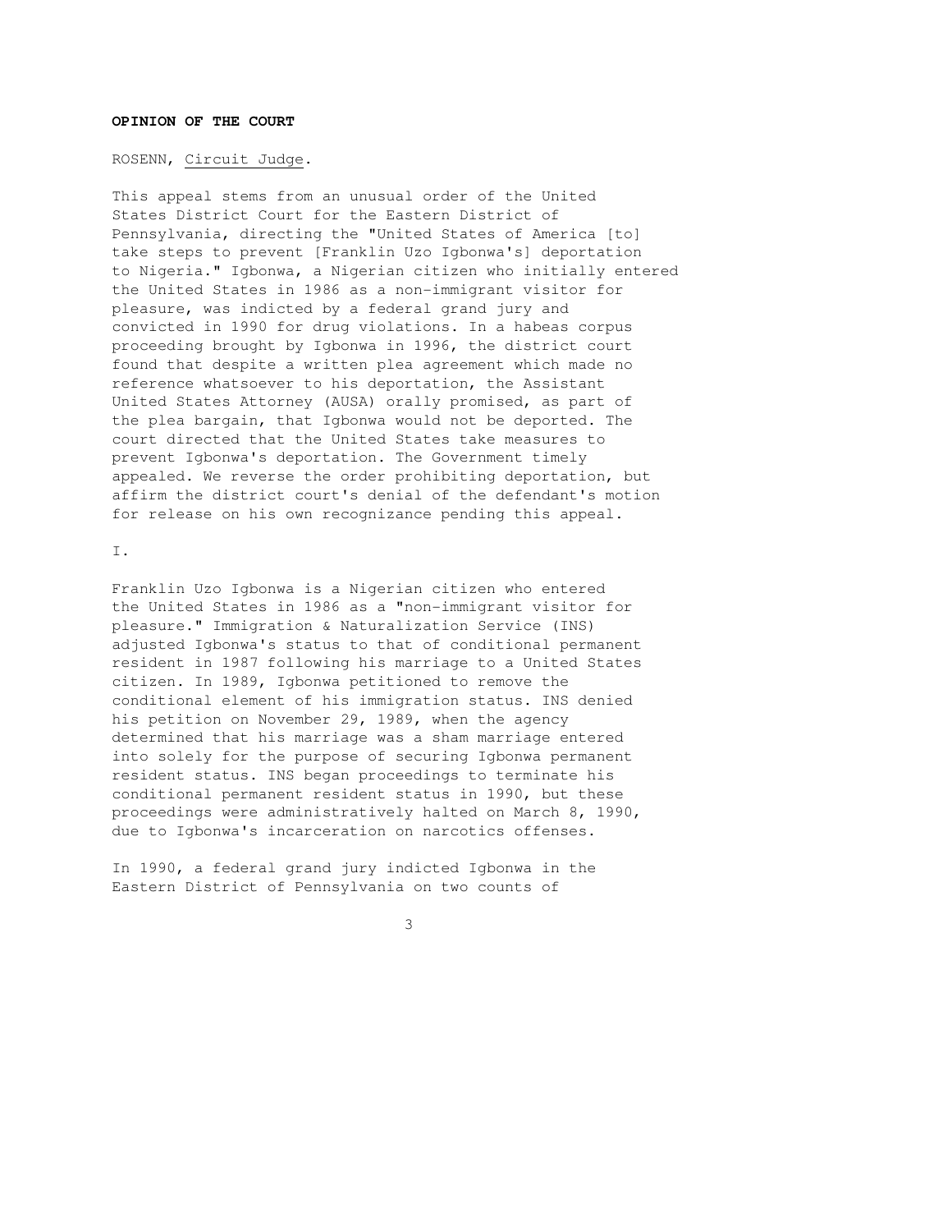**OPINION OF THE COURT**

ROSENN, Circuit Judge.

This appeal stems from an unusual order of the United States District Court for the Eastern District of Pennsylvania, directing the "United States of America [to] take steps to prevent [Franklin Uzo Igbonwa's] deportation to Nigeria." Igbonwa, a Nigerian citizen who initially entered the United States in 1986 as a non-immigrant visitor for pleasure, was indicted by a federal grand jury and convicted in 1990 for drug violations. In a habeas corpus proceeding brought by Igbonwa in 1996, the district court found that despite a written plea agreement which made no reference whatsoever to his deportation, the Assistant United States Attorney (AUSA) orally promised, as part of the plea bargain, that Igbonwa would not be deported. The court directed that the United States take measures to prevent Igbonwa's deportation. The Government timely appealed. We reverse the order prohibiting deportation, but affirm the district court's denial of the defendant's motion for release on his own recognizance pending this appeal.

I.

Franklin Uzo Igbonwa is a Nigerian citizen who entered the United States in 1986 as a "non-immigrant visitor for pleasure." Immigration & Naturalization Service (INS) adjusted Igbonwa's status to that of conditional permanent resident in 1987 following his marriage to a United States citizen. In 1989, Igbonwa petitioned to remove the conditional element of his immigration status. INS denied his petition on November 29, 1989, when the agency determined that his marriage was a sham marriage entered into solely for the purpose of securing Igbonwa permanent resident status. INS began proceedings to terminate his conditional permanent resident status in 1990, but these proceedings were administratively halted on March 8, 1990, due to Igbonwa's incarceration on narcotics offenses.

In 1990, a federal grand jury indicted Igbonwa in the Eastern District of Pennsylvania on two counts of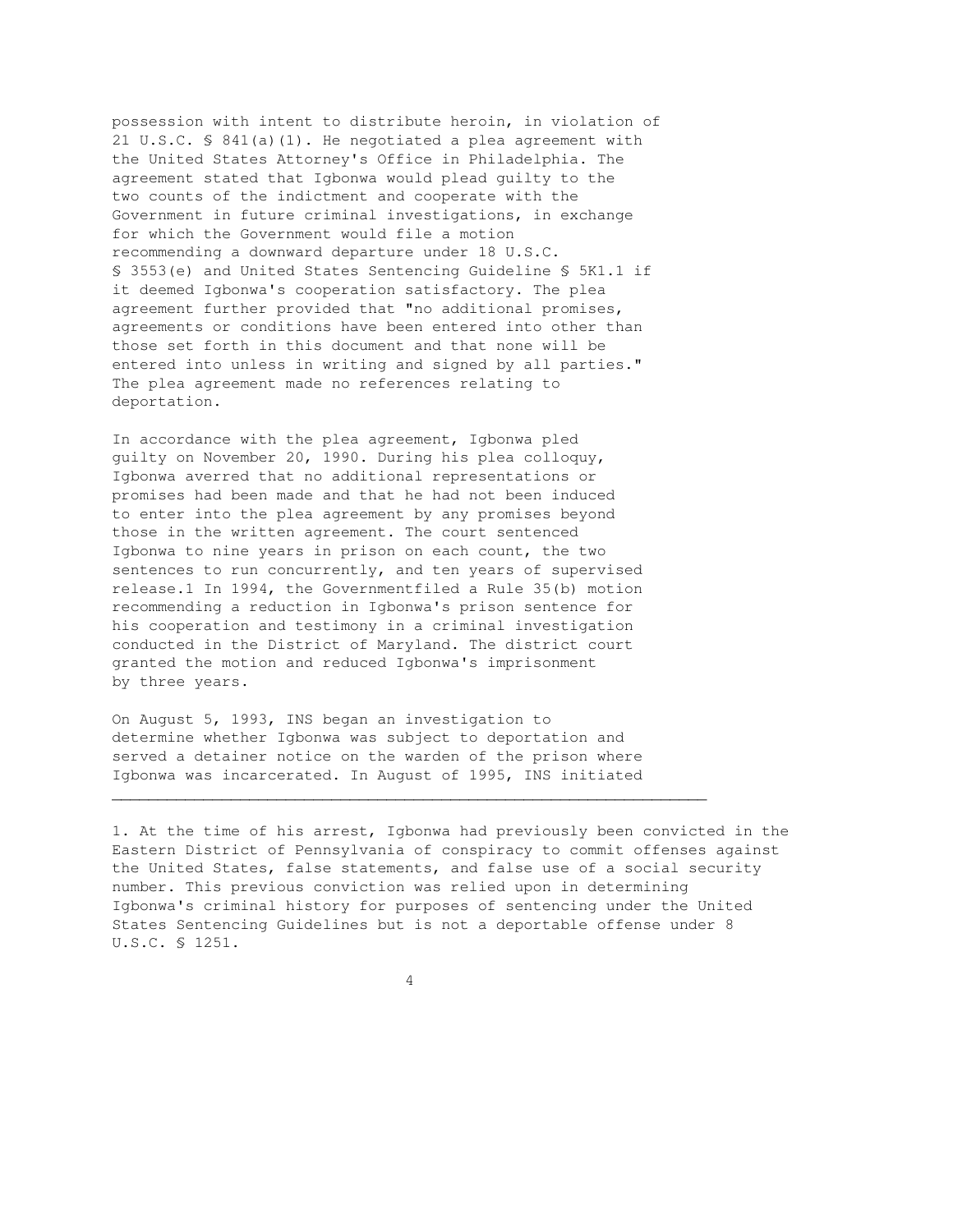possession with intent to distribute heroin, in violation of 21 U.S.C. § 841(a)(1). He negotiated a plea agreement with the United States Attorney's Office in Philadelphia. The agreement stated that Igbonwa would plead guilty to the two counts of the indictment and cooperate with the Government in future criminal investigations, in exchange for which the Government would file a motion recommending a downward departure under 18 U.S.C. § 3553(e) and United States Sentencing Guideline § 5K1.1 if it deemed Igbonwa's cooperation satisfactory. The plea agreement further provided that "no additional promises, agreements or conditions have been entered into other than those set forth in this document and that none will be entered into unless in writing and signed by all parties." The plea agreement made no references relating to deportation.

In accordance with the plea agreement, Igbonwa pled guilty on November 20, 1990. During his plea colloquy, Igbonwa averred that no additional representations or promises had been made and that he had not been induced to enter into the plea agreement by any promises beyond those in the written agreement. The court sentenced Igbonwa to nine years in prison on each count, the two sentences to run concurrently, and ten years of supervised release.[1] In 1994, the Governmentfiled a Rule 35(b) motion recommending a reduction in Igbonwa's prison sentence for his cooperation and testimony in a criminal investigation conducted in the District of Maryland. The district court granted the motion and reduced Igbonwa's imprisonment by three years.

On August 5, 1993, INS began an investigation to determine whether Igbonwa was subject to deportation and served a detainer notice on the warden of the prison where Igbonwa was incarcerated. In August of 1995, INS initiated

---

1. At the time of his arrest, Igbonwa had previously been convicted in the Eastern District of Pennsylvania of conspiracy to commit offenses against the United States, false statements, and false use of a social security number. This previous conviction was relied upon in determining Igbonwa's criminal history for purposes of sentencing under the United States Sentencing Guidelines but is not a deportable offense under 8 U.S.C. § 1251.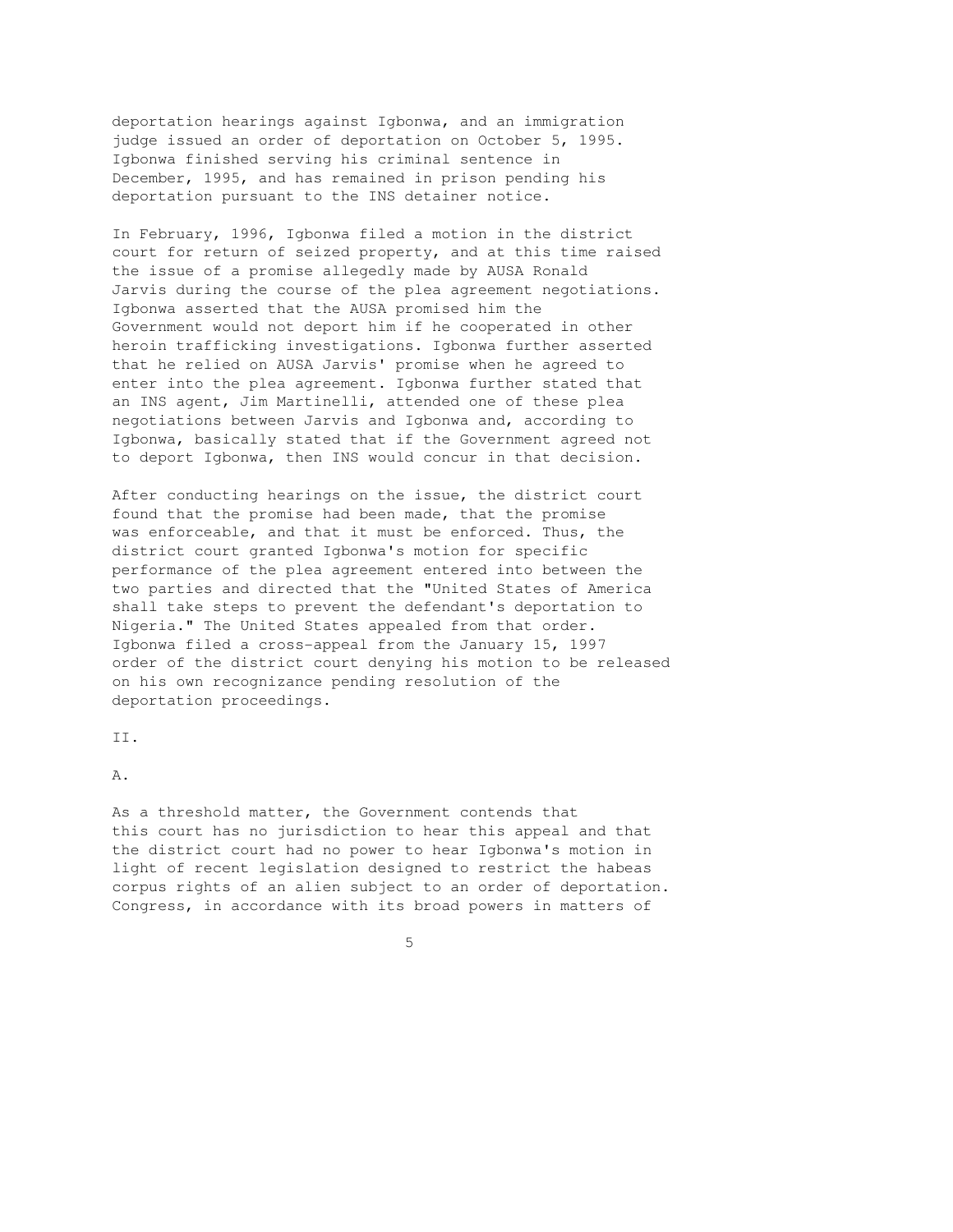deportation hearings against Igbonwa, and an immigration judge issued an order of deportation on October 5, 1995. Igbonwa finished serving his criminal sentence in December, 1995, and has remained in prison pending his deportation pursuant to the INS detainer notice.

In February, 1996, Igbonwa filed a motion in the district court for return of seized property, and at this time raised the issue of a promise allegedly made by AUSA Ronald Jarvis during the course of the plea agreement negotiations. Igbonwa asserted that the AUSA promised him the Government would not deport him if he cooperated in other heroin trafficking investigations. Igbonwa further asserted that he relied on AUSA Jarvis' promise when he agreed to enter into the plea agreement. Igbonwa further stated that an INS agent, Jim Martinelli, attended one of these plea negotiations between Jarvis and Igbonwa and, according to Igbonwa, basically stated that if the Government agreed not to deport Igbonwa, then INS would concur in that decision.

After conducting hearings on the issue, the district court found that the promise had been made, that the promise was enforceable, and that it must be enforced. Thus, the district court granted Igbonwa's motion for specific performance of the plea agreement entered into between the two parties and directed that the "United States of America shall take steps to prevent the defendant's deportation to Nigeria." The United States appealed from that order. Igbonwa filed a cross-appeal from the January 15, 1997 order of the district court denying his motion to be released on his own recognizance pending resolution of the deportation proceedings.

## II.

### A.

As a threshold matter, the Government contends that this court has no jurisdiction to hear this appeal and that the district court had no power to hear Igbonwa's motion in light of recent legislation designed to restrict the habeas corpus rights of an alien subject to an order of deportation. Congress, in accordance with its broad powers in matters of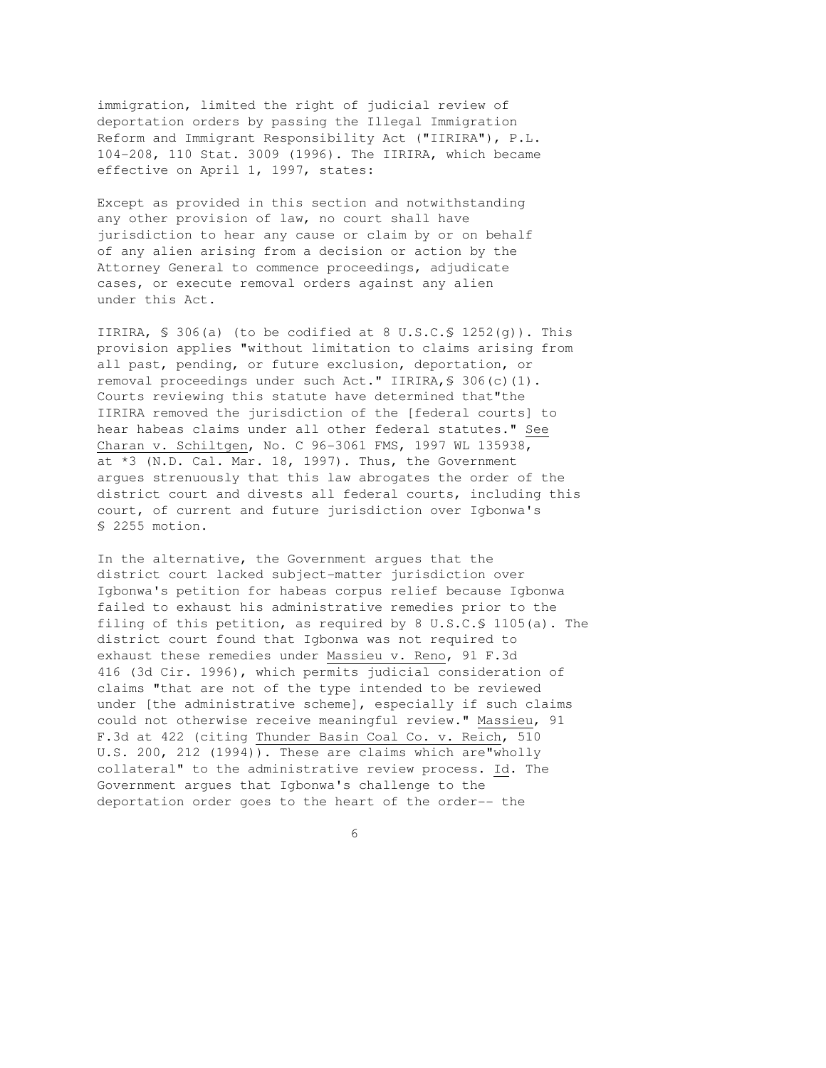immigration, limited the right of judicial review of deportation orders by passing the Illegal Immigration Reform and Immigrant Responsibility Act ("IIRIRA"), P.L. 104-208, 110 Stat. 3009 (1996). The IIRIRA, which became effective on April 1, 1997, states:

> Except as provided in this section and notwithstanding any other provision of law, no court shall have jurisdiction to hear any cause or claim by or on behalf of any alien arising from a decision or action by the Attorney General to commence proceedings, adjudicate cases, or execute removal orders against any alien under this Act.

IIRIRA, § 306(a) (to be codified at 8 U.S.C.§ 1252(g)). This provision applies "without limitation to claims arising from all past, pending, or future exclusion, deportation, or removal proceedings under such Act." IIRIRA,§ 306(c)(1). Courts reviewing this statute have determined that"the IIRIRA removed the jurisdiction of the [federal courts] to hear habeas claims under all other federal statutes." See Charan v. Schiltgen, No. C 96-3061 FMS, 1997 WL 135938, at *3 (N.D. Cal. Mar. 18, 1997). Thus, the Government argues strenuously that this law abrogates the order of the district court and divests all federal courts, including this court, of current and future jurisdiction over Igbonwa's § 2255 motion.

In the alternative, the Government argues that the district court lacked subject-matter jurisdiction over Igbonwa's petition for habeas corpus relief because Igbonwa failed to exhaust his administrative remedies prior to the filing of this petition, as required by 8 U.S.C.§ 1105(a). The district court found that Igbonwa was not required to exhaust these remedies under Massieu v. Reno, 91 F.3d 416 (3d Cir. 1996), which permits judicial consideration of claims "that are not of the type intended to be reviewed under [the administrative scheme], especially if such claims could not otherwise receive meaningful review." Massieu, 91 F.3d at 422 (citing Thunder Basin Coal Co. v. Reich, 510 U.S. 200, 212 (1994)). These are claims which are"wholly collateral" to the administrative review process. Id. The Government argues that Igbonwa's challenge to the deportation order goes to the heart of the order-- the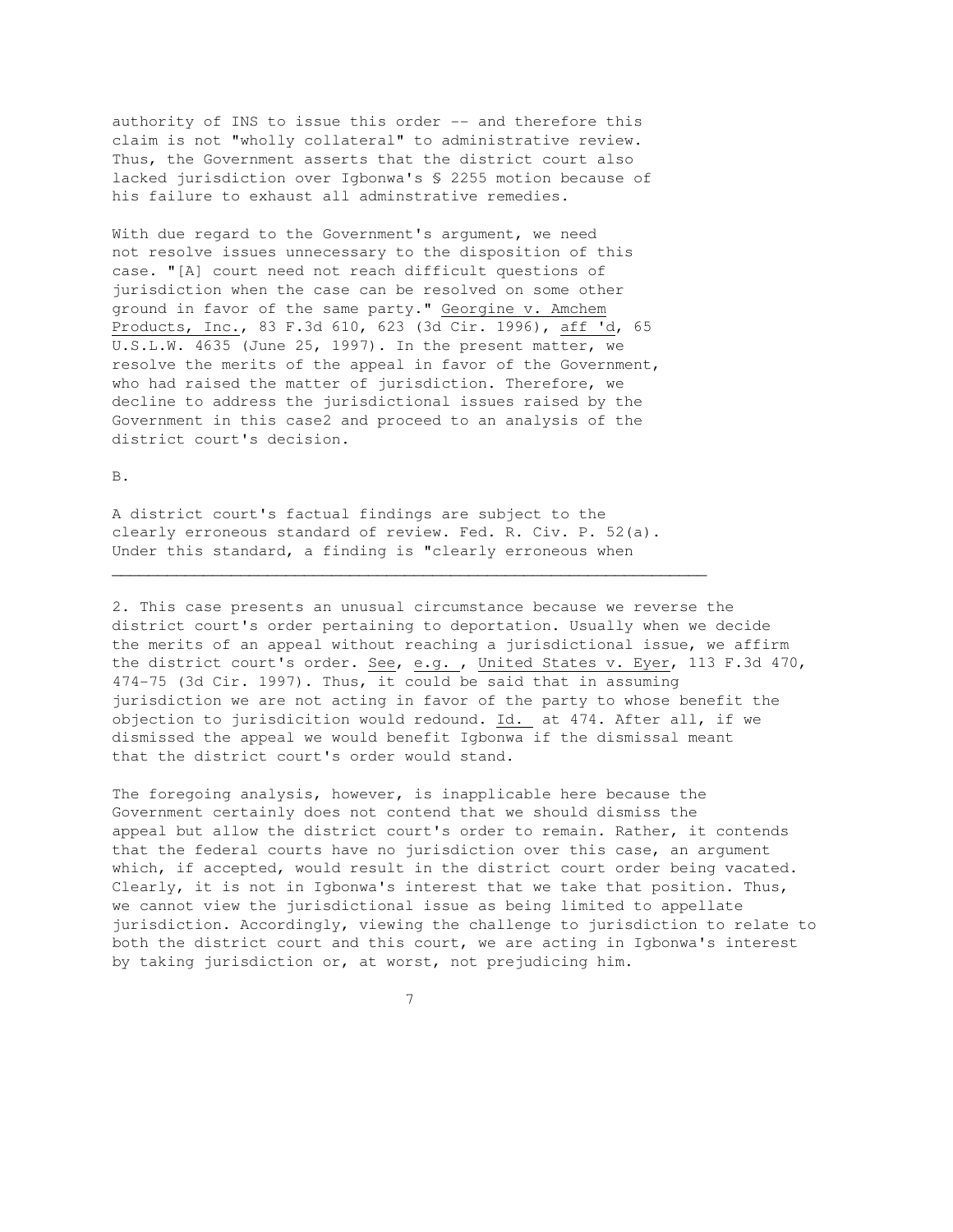authority of INS to issue this order -- and therefore this claim is not "wholly collateral" to administrative review. Thus, the Government asserts that the district court also lacked jurisdiction over Igbonwa's § 2255 motion because of his failure to exhaust all adminstrative remedies.

With due regard to the Government's argument, we need not resolve issues unnecessary to the disposition of this case. "[A] court need not reach difficult questions of jurisdiction when the case can be resolved on some other ground in favor of the same party." Georgine v. Amchem Products, Inc., 83 F.3d 610, 623 (3d Cir. 1996), aff 'd, 65 U.S.L.W. 4635 (June 25, 1997). In the present matter, we resolve the merits of the appeal in favor of the Government, who had raised the matter of jurisdiction. Therefore, we decline to address the jurisdictional issues raised by the Government in this case2 and proceed to an analysis of the district court's decision.

B.

A district court's factual findings are subject to the clearly erroneous standard of review. Fed. R. Civ. P. 52(a). Under this standard, a finding is "clearly erroneous when

---

2. This case presents an unusual circumstance because we reverse the district court's order pertaining to deportation. Usually when we decide the merits of an appeal without reaching a jurisdictional issue, we affirm the district court's order. See, e.g. , United States v. Eyer, 113 F.3d 470, 474-75 (3d Cir. 1997). Thus, it could be said that in assuming jurisdiction we are not acting in favor of the party to whose benefit the objection to jurisdicition would redound. Id. at 474. After all, if we dismissed the appeal we would benefit Igbonwa if the dismissal meant that the district court's order would stand.

The foregoing analysis, however, is inapplicable here because the Government certainly does not contend that we should dismiss the appeal but allow the district court's order to remain. Rather, it contends that the federal courts have no jurisdiction over this case, an argument which, if accepted, would result in the district court order being vacated. Clearly, it is not in Igbonwa's interest that we take that position. Thus, we cannot view the jurisdictional issue as being limited to appellate jurisdiction. Accordingly, viewing the challenge to jurisdiction to relate to both the district court and this court, we are acting in Igbonwa's interest by taking jurisdiction or, at worst, not prejudicing him.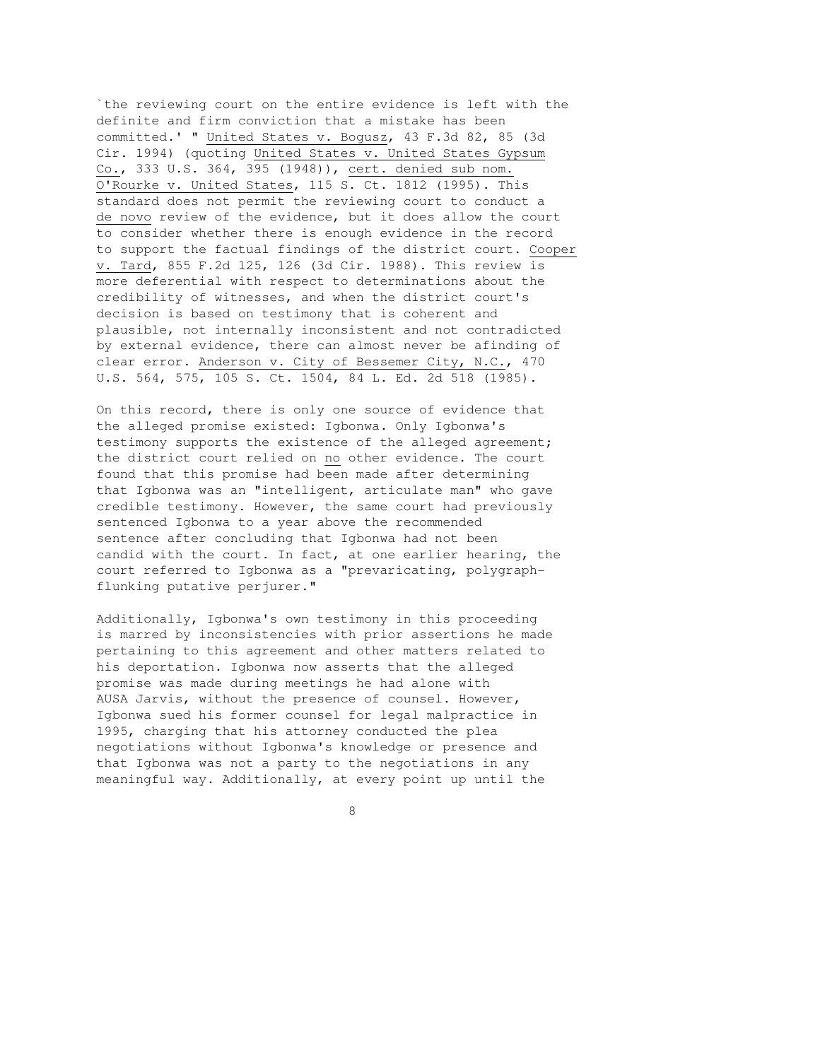`the reviewing court on the entire evidence is left with the definite and firm conviction that a mistake has been committed.' " United States v. Bogusz, 43 F.3d 82, 85 (3d Cir. 1994) (quoting United States v. United States Gypsum Co., 333 U.S. 364, 395 (1948)), cert. denied sub nom. O'Rourke v. United States, 115 S. Ct. 1812 (1995). This standard does not permit the reviewing court to conduct a de novo review of the evidence, but it does allow the court to consider whether there is enough evidence in the record to support the factual findings of the district court. Cooper v. Tard, 855 F.2d 125, 126 (3d Cir. 1988). This review is more deferential with respect to determinations about the credibility of witnesses, and when the district court's decision is based on testimony that is coherent and plausible, not internally inconsistent and not contradicted by external evidence, there can almost never be afinding of clear error. Anderson v. City of Bessemer City, N.C., 470 U.S. 564, 575, 105 S. Ct. 1504, 84 L. Ed. 2d 518 (1985).

On this record, there is only one source of evidence that the alleged promise existed: Igbonwa. Only Igbonwa's testimony supports the existence of the alleged agreement; the district court relied on no other evidence. The court found that this promise had been made after determining that Igbonwa was an "intelligent, articulate man" who gave credible testimony. However, the same court had previously sentenced Igbonwa to a year above the recommended sentence after concluding that Igbonwa had not been candid with the court. In fact, at one earlier hearing, the court referred to Igbonwa as a "prevaricating, polygraph-flunking putative perjurer."

Additionally, Igbonwa's own testimony in this proceeding is marred by inconsistencies with prior assertions he made pertaining to this agreement and other matters related to his deportation. Igbonwa now asserts that the alleged promise was made during meetings he had alone with AUSA Jarvis, without the presence of counsel. However, Igbonwa sued his former counsel for legal malpractice in 1995, charging that his attorney conducted the plea negotiations without Igbonwa's knowledge or presence and that Igbonwa was not a party to the negotiations in any meaningful way. Additionally, at every point up until the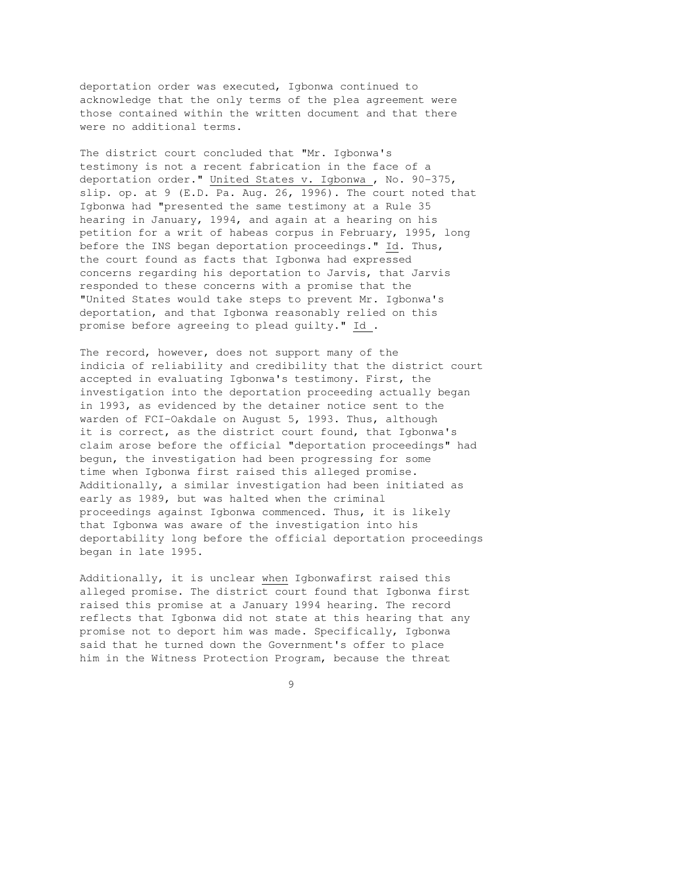deportation order was executed, Igbonwa continued to acknowledge that the only terms of the plea agreement were those contained within the written document and that there were no additional terms.

The district court concluded that "Mr. Igbonwa's testimony is not a recent fabrication in the face of a deportation order." United States v. Igbonwa , No. 90-375, slip. op. at 9 (E.D. Pa. Aug. 26, 1996). The court noted that Igbonwa had "presented the same testimony at a Rule 35 hearing in January, 1994, and again at a hearing on his petition for a writ of habeas corpus in February, 1995, long before the INS began deportation proceedings." Id. Thus, the court found as facts that Igbonwa had expressed concerns regarding his deportation to Jarvis, that Jarvis responded to these concerns with a promise that the "United States would take steps to prevent Mr. Igbonwa's deportation, and that Igbonwa reasonably relied on this promise before agreeing to plead guilty." Id .

The record, however, does not support many of the indicia of reliability and credibility that the district court accepted in evaluating Igbonwa's testimony. First, the investigation into the deportation proceeding actually began in 1993, as evidenced by the detainer notice sent to the warden of FCI-Oakdale on August 5, 1993. Thus, although it is correct, as the district court found, that Igbonwa's claim arose before the official "deportation proceedings" had begun, the investigation had been progressing for some time when Igbonwa first raised this alleged promise. Additionally, a similar investigation had been initiated as early as 1989, but was halted when the criminal proceedings against Igbonwa commenced. Thus, it is likely that Igbonwa was aware of the investigation into his deportability long before the official deportation proceedings began in late 1995.

Additionally, it is unclear when Igbonwafirst raised this alleged promise. The district court found that Igbonwa first raised this promise at a January 1994 hearing. The record reflects that Igbonwa did not state at this hearing that any promise not to deport him was made. Specifically, Igbonwa said that he turned down the Government's offer to place him in the Witness Protection Program, because the threat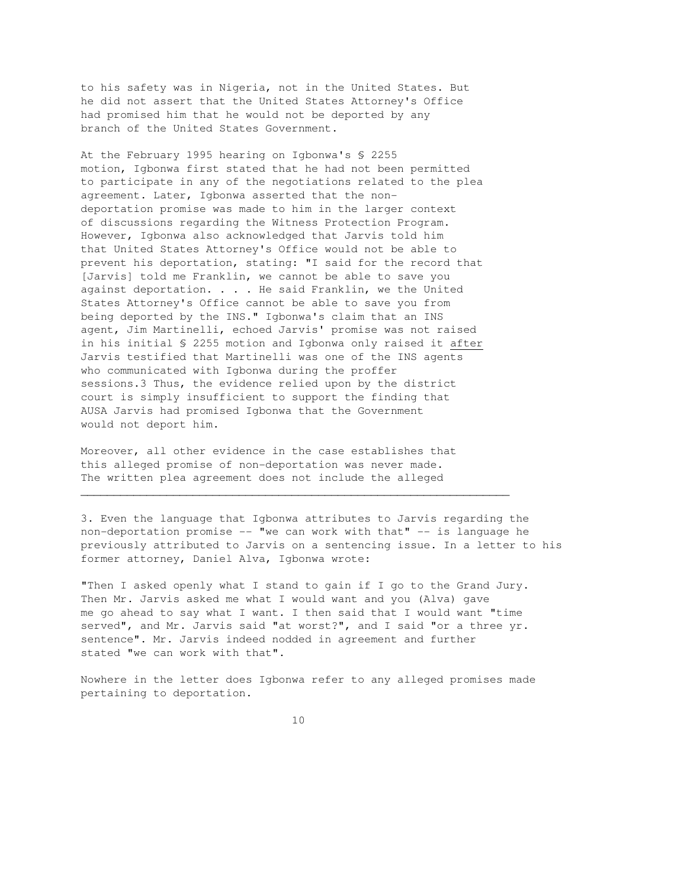to his safety was in Nigeria, not in the United States. But he did not assert that the United States Attorney's Office had promised him that he would not be deported by any branch of the United States Government.

At the February 1995 hearing on Igbonwa's § 2255 motion, Igbonwa first stated that he had not been permitted to participate in any of the negotiations related to the plea agreement. Later, Igbonwa asserted that the non-deportation promise was made to him in the larger context of discussions regarding the Witness Protection Program. However, Igbonwa also acknowledged that Jarvis told him that United States Attorney's Office would not be able to prevent his deportation, stating: "I said for the record that [Jarvis] told me Franklin, we cannot be able to save you against deportation. . . . He said Franklin, we the United States Attorney's Office cannot be able to save you from being deported by the INS." Igbonwa's claim that an INS agent, Jim Martinelli, echoed Jarvis' promise was not raised in his initial § 2255 motion and Igbonwa only raised it <u>after</u> Jarvis testified that Martinelli was one of the INS agents who communicated with Igbonwa during the proffer sessions.[3] Thus, the evidence relied upon by the district court is simply insufficient to support the finding that AUSA Jarvis had promised Igbonwa that the Government would not deport him.

Moreover, all other evidence in the case establishes that this alleged promise of non-deportation was never made. The written plea agreement does not include the alleged

---

3. Even the language that Igbonwa attributes to Jarvis regarding the non-deportation promise -- "we can work with that" -- is language he previously attributed to Jarvis on a sentencing issue. In a letter to his former attorney, Daniel Alva, Igbonwa wrote:

"Then I asked openly what I stand to gain if I go to the Grand Jury. Then Mr. Jarvis asked me what I would want and you (Alva) gave me go ahead to say what I want. I then said that I would want "time served", and Mr. Jarvis said "at worst?", and I said "or a three yr. sentence". Mr. Jarvis indeed nodded in agreement and further stated "we can work with that".

Nowhere in the letter does Igbonwa refer to any alleged promises made pertaining to deportation.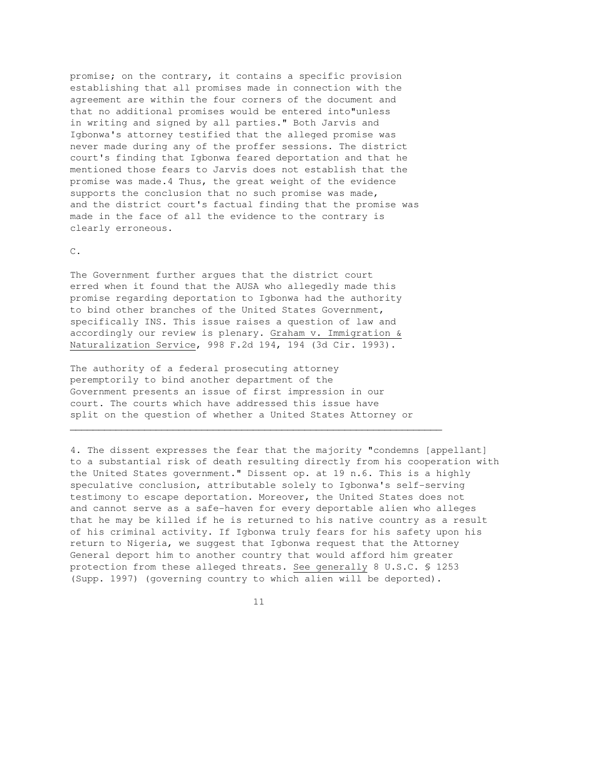promise; on the contrary, it contains a specific provision establishing that all promises made in connection with the agreement are within the four corners of the document and that no additional promises would be entered into"unless in writing and signed by all parties." Both Jarvis and Igbonwa's attorney testified that the alleged promise was never made during any of the proffer sessions. The district court's finding that Igbonwa feared deportation and that he mentioned those fears to Jarvis does not establish that the promise was made.4 Thus, the great weight of the evidence supports the conclusion that no such promise was made, and the district court's factual finding that the promise was made in the face of all the evidence to the contrary is clearly erroneous.

C.

The Government further argues that the district court erred when it found that the AUSA who allegedly made this promise regarding deportation to Igbonwa had the authority to bind other branches of the United States Government, specifically INS. This issue raises a question of law and accordingly our review is plenary. Graham v. Immigration & Naturalization Service, 998 F.2d 194, 194 (3d Cir. 1993).

The authority of a federal prosecuting attorney peremptorily to bind another department of the Government presents an issue of first impression in our court. The courts which have addressed this issue have split on the question of whether a United States Attorney or

---

4. The dissent expresses the fear that the majority "condemns [appellant] to a substantial risk of death resulting directly from his cooperation with the United States government." Dissent op. at 19 n.6. This is a highly speculative conclusion, attributable solely to Igbonwa's self-serving testimony to escape deportation. Moreover, the United States does not and cannot serve as a safe-haven for every deportable alien who alleges that he may be killed if he is returned to his native country as a result of his criminal activity. If Igbonwa truly fears for his safety upon his return to Nigeria, we suggest that Igbonwa request that the Attorney General deport him to another country that would afford him greater protection from these alleged threats. See generally 8 U.S.C. § 1253 (Supp. 1997) (governing country to which alien will be deported).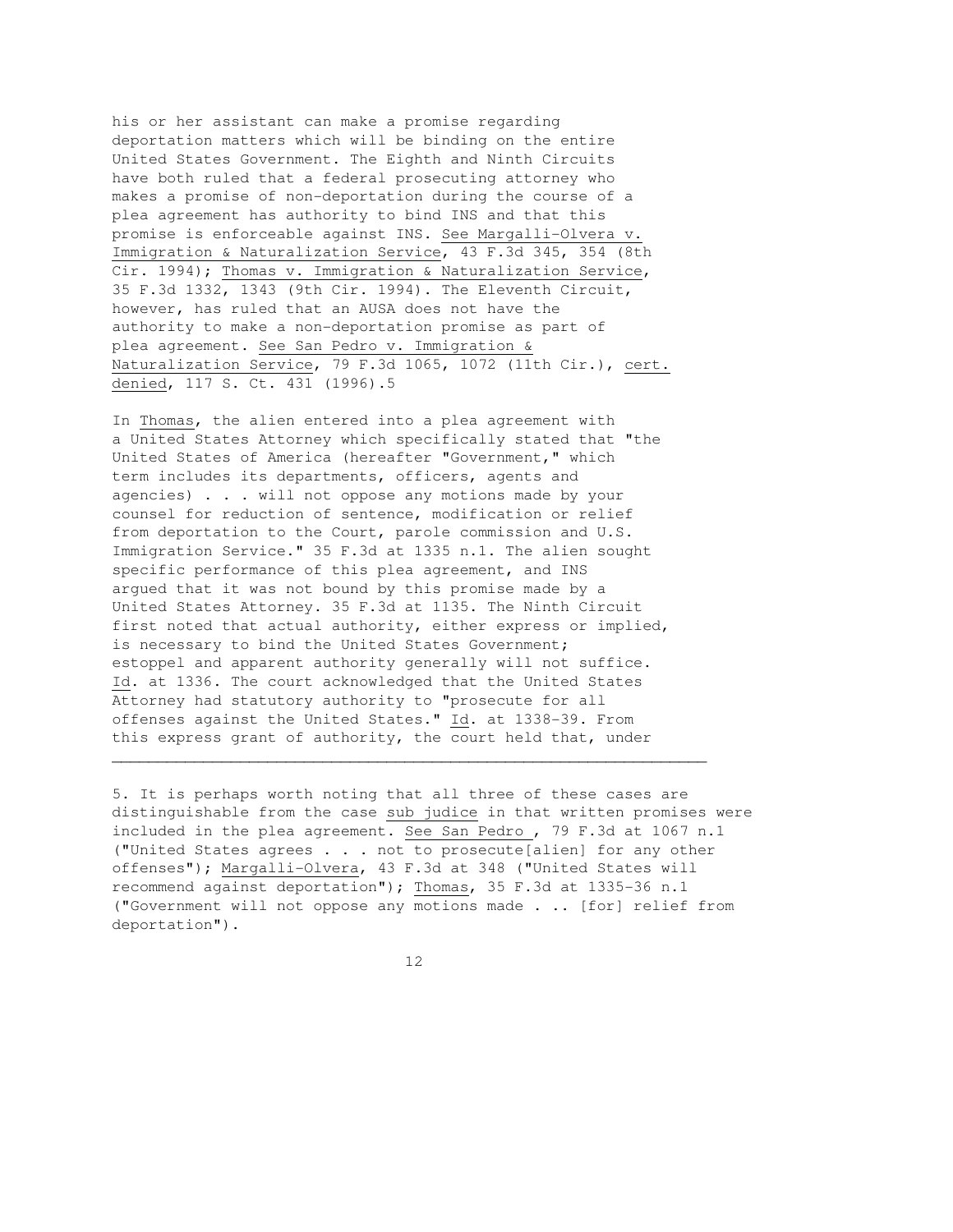his or her assistant can make a promise regarding deportation matters which will be binding on the entire United States Government. The Eighth and Ninth Circuits have both ruled that a federal prosecuting attorney who makes a promise of non-deportation during the course of a plea agreement has authority to bind INS and that this promise is enforceable against INS. See Margalli-Olvera v. Immigration & Naturalization Service, 43 F.3d 345, 354 (8th Cir. 1994); Thomas v. Immigration & Naturalization Service, 35 F.3d 1332, 1343 (9th Cir. 1994). The Eleventh Circuit, however, has ruled that an AUSA does not have the authority to make a non-deportation promise as part of plea agreement. See San Pedro v. Immigration & Naturalization Service, 79 F.3d 1065, 1072 (11th Cir.), cert. denied, 117 S. Ct. 431 (1996).5

In Thomas, the alien entered into a plea agreement with a United States Attorney which specifically stated that "the United States of America (hereafter "Government," which term includes its departments, officers, agents and agencies) . . . will not oppose any motions made by your counsel for reduction of sentence, modification or relief from deportation to the Court, parole commission and U.S. Immigration Service." 35 F.3d at 1335 n.1. The alien sought specific performance of this plea agreement, and INS argued that it was not bound by this promise made by a United States Attorney. 35 F.3d at 1135. The Ninth Circuit first noted that actual authority, either express or implied, is necessary to bind the United States Government; estoppel and apparent authority generally will not suffice. Id. at 1336. The court acknowledged that the United States Attorney had statutory authority to "prosecute for all offenses against the United States." Id. at 1338-39. From this express grant of authority, the court held that, under

---

5. It is perhaps worth noting that all three of these cases are distinguishable from the case sub judice in that written promises were included in the plea agreement. See San Pedro , 79 F.3d at 1067 n.1 ("United States agrees . . . not to prosecute[alien] for any other offenses"); Margalli-Olvera, 43 F.3d at 348 ("United States will recommend against deportation"); Thomas, 35 F.3d at 1335-36 n.1 ("Government will not oppose any motions made . .. [for] relief from deportation").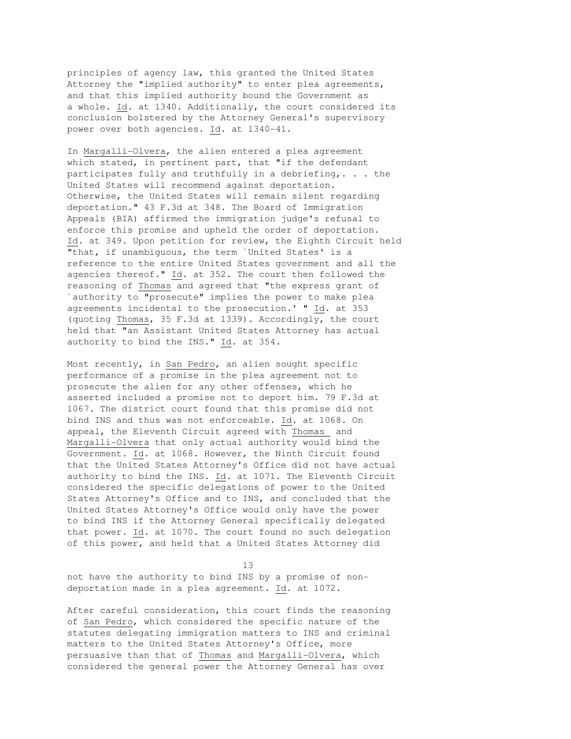principles of agency law, this granted the United States Attorney the "implied authority" to enter plea agreements, and that this implied authority bound the Government as a whole. Id. at 1340. Additionally, the court considered its conclusion bolstered by the Attorney General's supervisory power over both agencies. Id. at 1340-41.

In Margalli-Olvera, the alien entered a plea agreement which stated, in pertinent part, that "if the defendant participates fully and truthfully in a debriefing,. . . the United States will recommend against deportation. Otherwise, the United States will remain silent regarding deportation." 43 F.3d at 348. The Board of Immigration Appeals (BIA) affirmed the immigration judge's refusal to enforce this promise and upheld the order of deportation. Id. at 349. Upon petition for review, the Eighth Circuit held "that, if unambiguous, the term `United States' is a reference to the entire United States government and all the agencies thereof." Id. at 352. The court then followed the reasoning of Thomas and agreed that "the express grant of `authority to "prosecute" implies the power to make plea agreements incidental to the prosecution.' " Id. at 353 (quoting Thomas, 35 F.3d at 1339). Accordingly, the court held that "an Assistant United States Attorney has actual authority to bind the INS." Id. at 354.

Most recently, in San Pedro, an alien sought specific performance of a promise in the plea agreement not to prosecute the alien for any other offenses, which he asserted included a promise not to deport him. 79 F.3d at 1067. The district court found that this promise did not bind INS and thus was not enforceable. Id. at 1068. On appeal, the Eleventh Circuit agreed with Thomas and Margalli-Olvera that only actual authority would bind the Government. Id. at 1068. However, the Ninth Circuit found that the United States Attorney's Office did not have actual authority to bind the INS. Id. at 1071. The Eleventh Circuit considered the specific delegations of power to the United States Attorney's Office and to INS, and concluded that the United States Attorney's Office would only have the power to bind INS if the Attorney General specifically delegated that power. Id. at 1070. The court found no such delegation of this power, and held that a United States Attorney did not have the authority to bind INS by a promise of non-deportation made in a plea agreement. Id. at 1072.

After careful consideration, this court finds the reasoning of San Pedro, which considered the specific nature of the statutes delegating immigration matters to INS and criminal matters to the United States Attorney's Office, more persuasive than that of Thomas and Margalli-Olvera, which considered the general power the Attorney General has over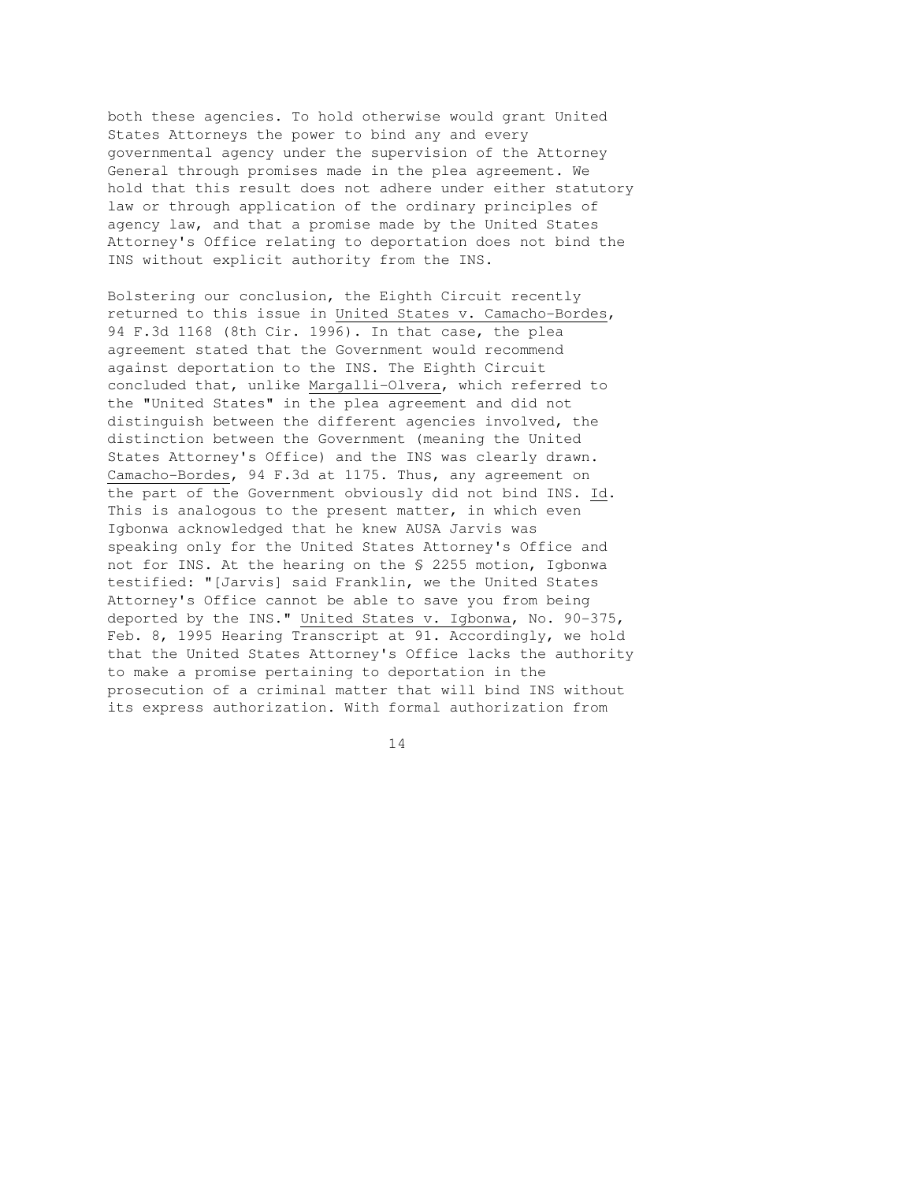both these agencies. To hold otherwise would grant United States Attorneys the power to bind any and every governmental agency under the supervision of the Attorney General through promises made in the plea agreement. We hold that this result does not adhere under either statutory law or through application of the ordinary principles of agency law, and that a promise made by the United States Attorney's Office relating to deportation does not bind the INS without explicit authority from the INS.

Bolstering our conclusion, the Eighth Circuit recently returned to this issue in United States v. Camacho-Bordes, 94 F.3d 1168 (8th Cir. 1996). In that case, the plea agreement stated that the Government would recommend against deportation to the INS. The Eighth Circuit concluded that, unlike Margalli-Olvera, which referred to the "United States" in the plea agreement and did not distinguish between the different agencies involved, the distinction between the Government (meaning the United States Attorney's Office) and the INS was clearly drawn. Camacho-Bordes, 94 F.3d at 1175. Thus, any agreement on the part of the Government obviously did not bind INS. Id. This is analogous to the present matter, in which even Igbonwa acknowledged that he knew AUSA Jarvis was speaking only for the United States Attorney's Office and not for INS. At the hearing on the § 2255 motion, Igbonwa testified: "[Jarvis] said Franklin, we the United States Attorney's Office cannot be able to save you from being deported by the INS." United States v. Igbonwa, No. 90-375, Feb. 8, 1995 Hearing Transcript at 91. Accordingly, we hold that the United States Attorney's Office lacks the authority to make a promise pertaining to deportation in the prosecution of a criminal matter that will bind INS without its express authorization. With formal authorization from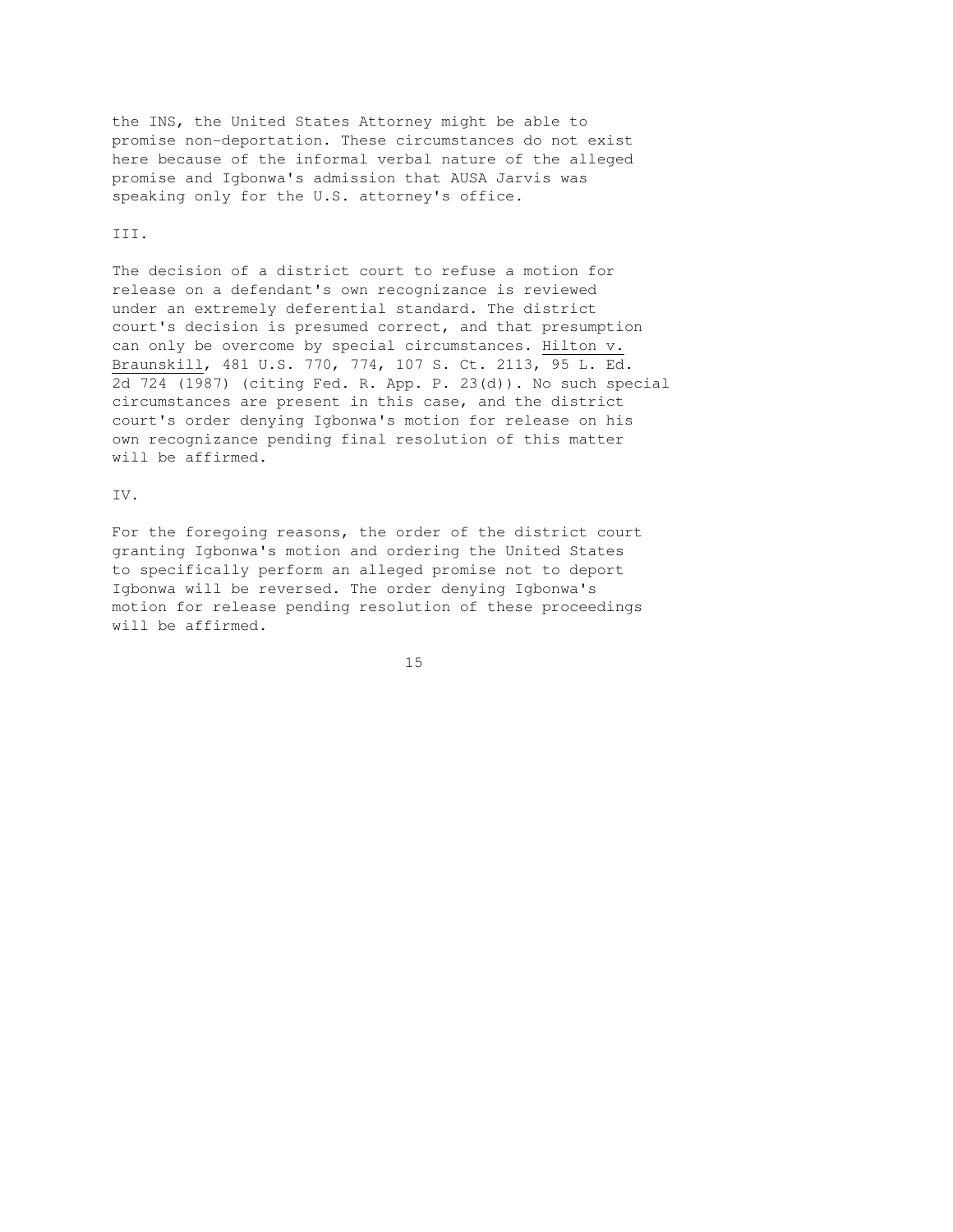the INS, the United States Attorney might be able to promise non-deportation. These circumstances do not exist here because of the informal verbal nature of the alleged promise and Igbonwa's admission that AUSA Jarvis was speaking only for the U.S. attorney's office.

III.

The decision of a district court to refuse a motion for release on a defendant's own recognizance is reviewed under an extremely deferential standard. The district court's decision is presumed correct, and that presumption can only be overcome by special circumstances. Hilton v. Braunskill, 481 U.S. 770, 774, 107 S. Ct. 2113, 95 L. Ed. 2d 724 (1987) (citing Fed. R. App. P. 23(d)). No such special circumstances are present in this case, and the district court's order denying Igbonwa's motion for release on his own recognizance pending final resolution of this matter will be affirmed.

IV.

For the foregoing reasons, the order of the district court granting Igbonwa's motion and ordering the United States to specifically perform an alleged promise not to deport Igbonwa will be reversed. The order denying Igbonwa's motion for release pending resolution of these proceedings will be affirmed.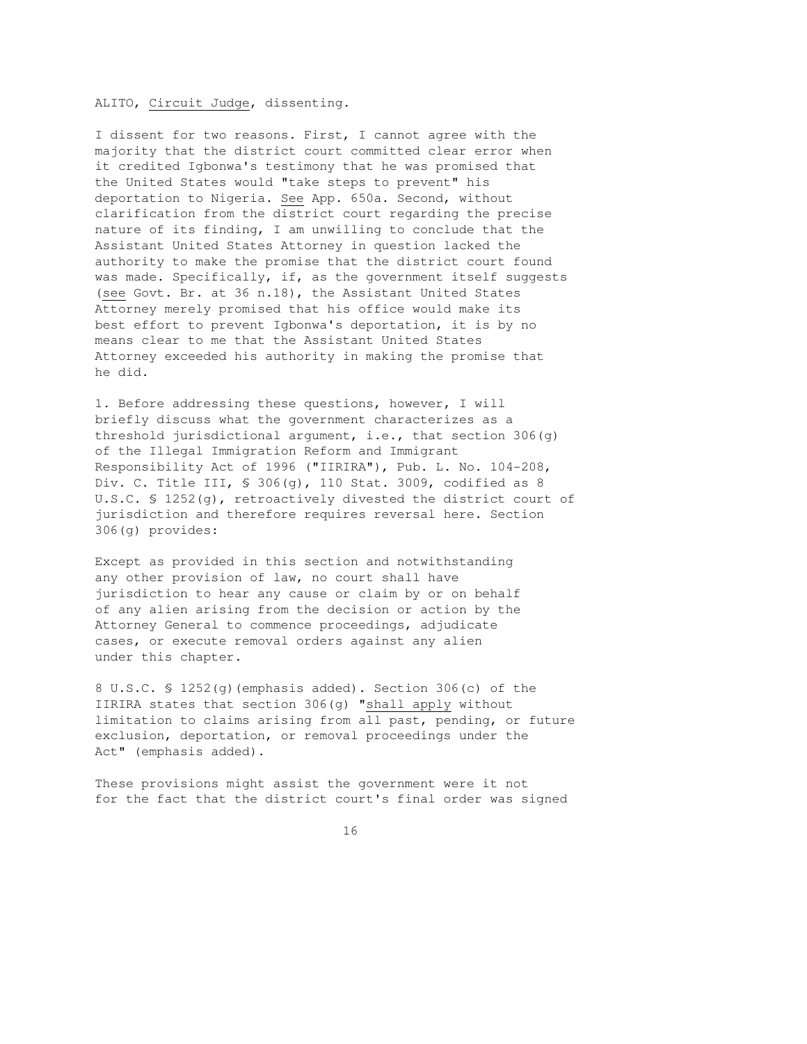ALITO, _Circuit Judge_, dissenting.

I dissent for two reasons. First, I cannot agree with the majority that the district court committed clear error when it credited Igbonwa's testimony that he was promised that the United States would "take steps to prevent" his deportation to Nigeria. _See_ App. 650a. Second, without clarification from the district court regarding the precise nature of its finding, I am unwilling to conclude that the Assistant United States Attorney in question lacked the authority to make the promise that the district court found was made. Specifically, if, as the government itself suggests (_see_ Govt. Br. at 36 n.18), the Assistant United States Attorney merely promised that his office would make its best effort to prevent Igbonwa's deportation, it is by no means clear to me that the Assistant United States Attorney exceeded his authority in making the promise that he did.

1. Before addressing these questions, however, I will briefly discuss what the government characterizes as a threshold jurisdictional argument, i.e., that section 306(g) of the Illegal Immigration Reform and Immigrant Responsibility Act of 1996 ("IIRIRA"), Pub. L. No. 104-208, Div. C. Title III, § 306(g), 110 Stat. 3009, codified as 8 U.S.C. § 1252(g), retroactively divested the district court of jurisdiction and therefore requires reversal here. Section 306(g) provides:

> Except as provided in this section and notwithstanding any other provision of law, no court shall have jurisdiction to hear any cause or claim by or on behalf of any alien arising from the decision or action by the Attorney General to commence proceedings, adjudicate cases, or execute removal orders against any alien under this chapter.

8 U.S.C. § 1252(g)(emphasis added). Section 306(c) of the IIRIRA states that section 306(g) "_shall apply_ without limitation to claims arising from all past, pending, or future exclusion, deportation, or removal proceedings under the Act" (emphasis added).

These provisions might assist the government were it not for the fact that the district court's final order was signed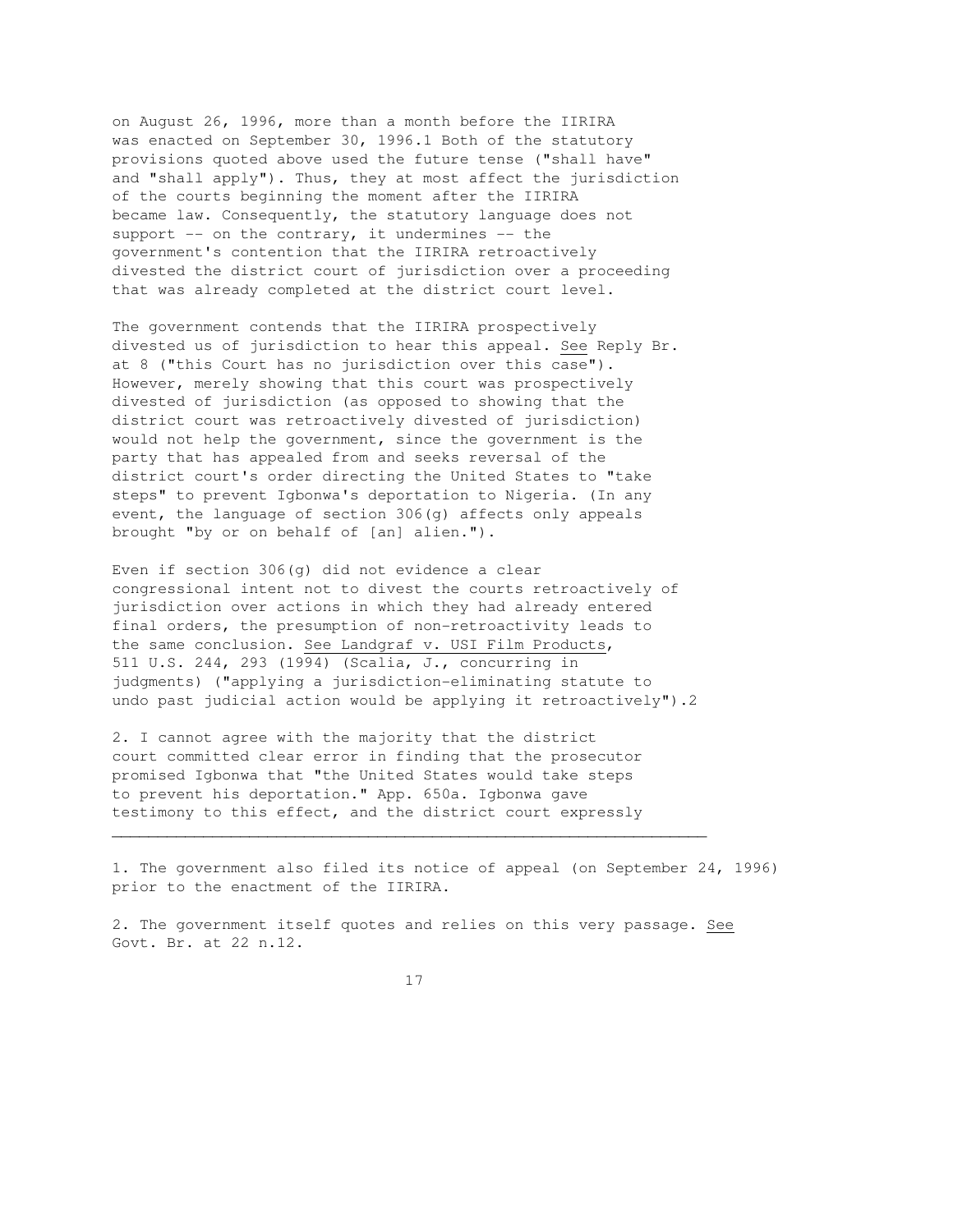on August 26, 1996, more than a month before the IIRIRA was enacted on September 30, 1996.[1] Both of the statutory provisions quoted above used the future tense ("shall have" and "shall apply"). Thus, they at most affect the jurisdiction of the courts beginning the moment after the IIRIRA became law. Consequently, the statutory language does not support -- on the contrary, it undermines -- the government's contention that the IIRIRA retroactively divested the district court of jurisdiction over a proceeding that was already completed at the district court level.

The government contends that the IIRIRA prospectively divested us of jurisdiction to hear this appeal. See Reply Br. at 8 ("this Court has no jurisdiction over this case"). However, merely showing that this court was prospectively divested of jurisdiction (as opposed to showing that the district court was retroactively divested of jurisdiction) would not help the government, since the government is the party that has appealed from and seeks reversal of the district court's order directing the United States to "take steps" to prevent Igbonwa's deportation to Nigeria. (In any event, the language of section 306(g) affects only appeals brought "by or on behalf of [an] alien.").

Even if section 306(g) did not evidence a clear congressional intent not to divest the courts retroactively of jurisdiction over actions in which they had already entered final orders, the presumption of non-retroactivity leads to the same conclusion. See Landgraf v. USI Film Products, 511 U.S. 244, 293 (1994) (Scalia, J., concurring in judgments) ("applying a jurisdiction-eliminating statute to undo past judicial action would be applying it retroactively").[2]

2. I cannot agree with the majority that the district court committed clear error in finding that the prosecutor promised Igbonwa that "the United States would take steps to prevent his deportation." App. 650a. Igbonwa gave testimony to this effect, and the district court expressly

---

1. The government also filed its notice of appeal (on September 24, 1996) prior to the enactment of the IIRIRA.

2. The government itself quotes and relies on this very passage. See Govt. Br. at 22 n.12.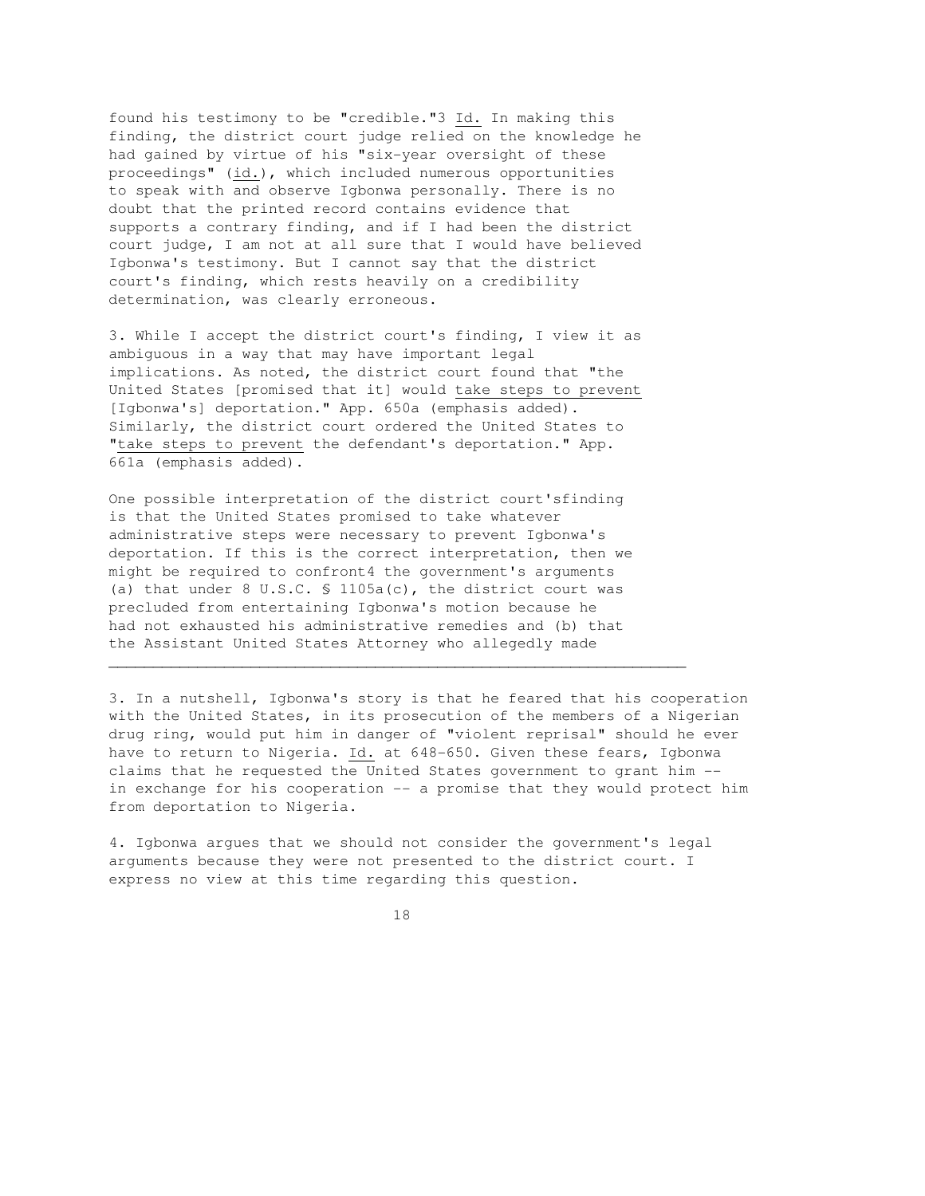found his testimony to be "credible."[3] *Id.* In making this finding, the district court judge relied on the knowledge he had gained by virtue of his "six-year oversight of these proceedings" (*id.*), which included numerous opportunities to speak with and observe Igbonwa personally. There is no doubt that the printed record contains evidence that supports a contrary finding, and if I had been the district court judge, I am not at all sure that I would have believed Igbonwa's testimony. But I cannot say that the district court's finding, which rests heavily on a credibility determination, was clearly erroneous.

3. While I accept the district court's finding, I view it as ambiguous in a way that may have important legal implications. As noted, the district court found that "the United States [promised that it] would take steps to prevent [Igbonwa's] deportation." App. 650a (emphasis added). Similarly, the district court ordered the United States to "take steps to prevent the defendant's deportation." App. 661a (emphasis added).

One possible interpretation of the district court'sfinding is that the United States promised to take whatever administrative steps were necessary to prevent Igbonwa's deportation. If this is the correct interpretation, then we might be required to confront[4] the government's arguments (a) that under 8 U.S.C. § 1105a(c), the district court was precluded from entertaining Igbonwa's motion because he had not exhausted his administrative remedies and (b) that the Assistant United States Attorney who allegedly made

---

3. In a nutshell, Igbonwa's story is that he feared that his cooperation with the United States, in its prosecution of the members of a Nigerian drug ring, would put him in danger of "violent reprisal" should he ever have to return to Nigeria. *Id.* at 648-650. Given these fears, Igbonwa claims that he requested the United States government to grant him -- in exchange for his cooperation -- a promise that they would protect him from deportation to Nigeria.

4. Igbonwa argues that we should not consider the government's legal arguments because they were not presented to the district court. I express no view at this time regarding this question.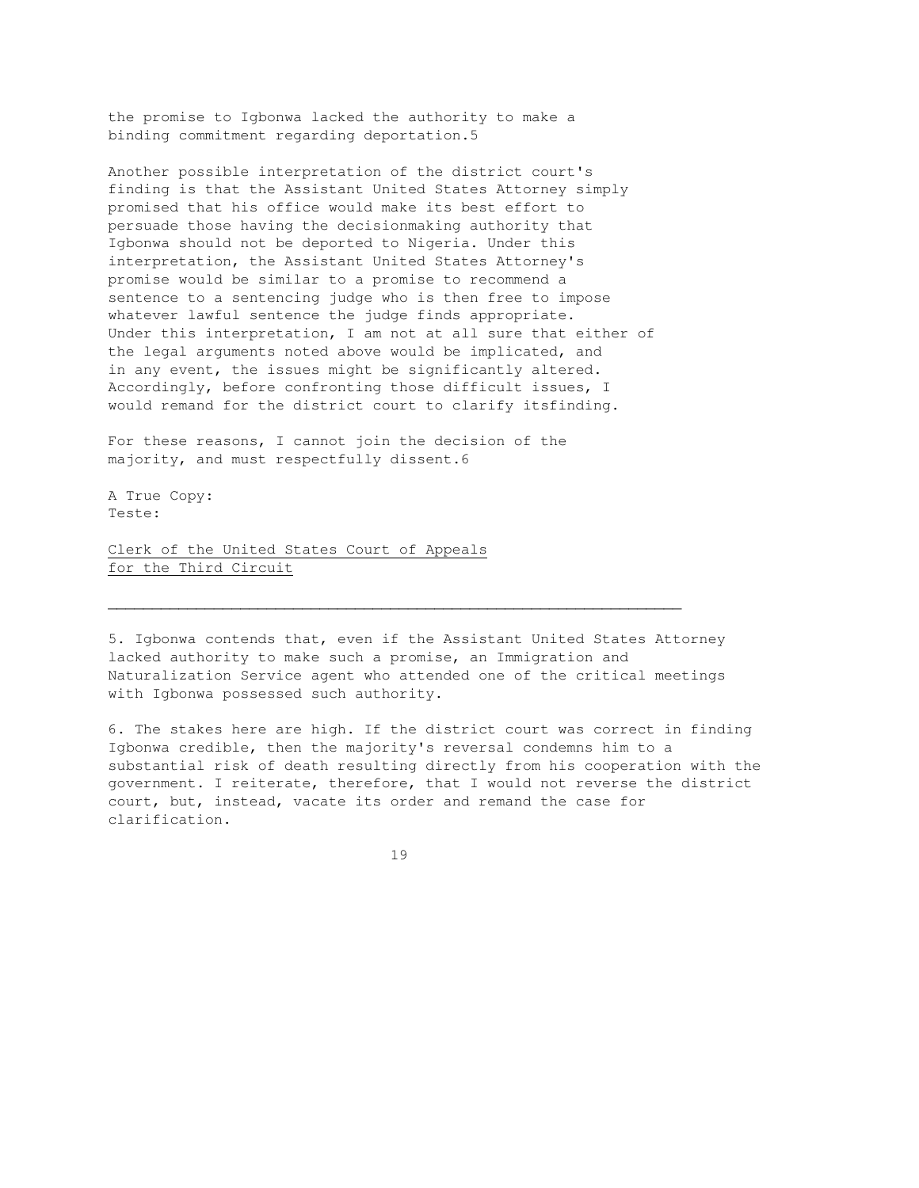the promise to Igbonwa lacked the authority to make a binding commitment regarding deportation.[5]

Another possible interpretation of the district court's finding is that the Assistant United States Attorney simply promised that his office would make its best effort to persuade those having the decisionmaking authority that Igbonwa should not be deported to Nigeria. Under this interpretation, the Assistant United States Attorney's promise would be similar to a promise to recommend a sentence to a sentencing judge who is then free to impose whatever lawful sentence the judge finds appropriate. Under this interpretation, I am not at all sure that either of the legal arguments noted above would be implicated, and in any event, the issues might be significantly altered. Accordingly, before confronting those difficult issues, I would remand for the district court to clarify itsfinding.

For these reasons, I cannot join the decision of the majority, and must respectfully dissent.[6]

A True Copy:
Teste:

Clerk of the United States Court of Appeals
for the Third Circuit

---

5. Igbonwa contends that, even if the Assistant United States Attorney lacked authority to make such a promise, an Immigration and Naturalization Service agent who attended one of the critical meetings with Igbonwa possessed such authority.

6. The stakes here are high. If the district court was correct in finding Igbonwa credible, then the majority's reversal condemns him to a substantial risk of death resulting directly from his cooperation with the government. I reiterate, therefore, that I would not reverse the district court, but, instead, vacate its order and remand the case for clarification.